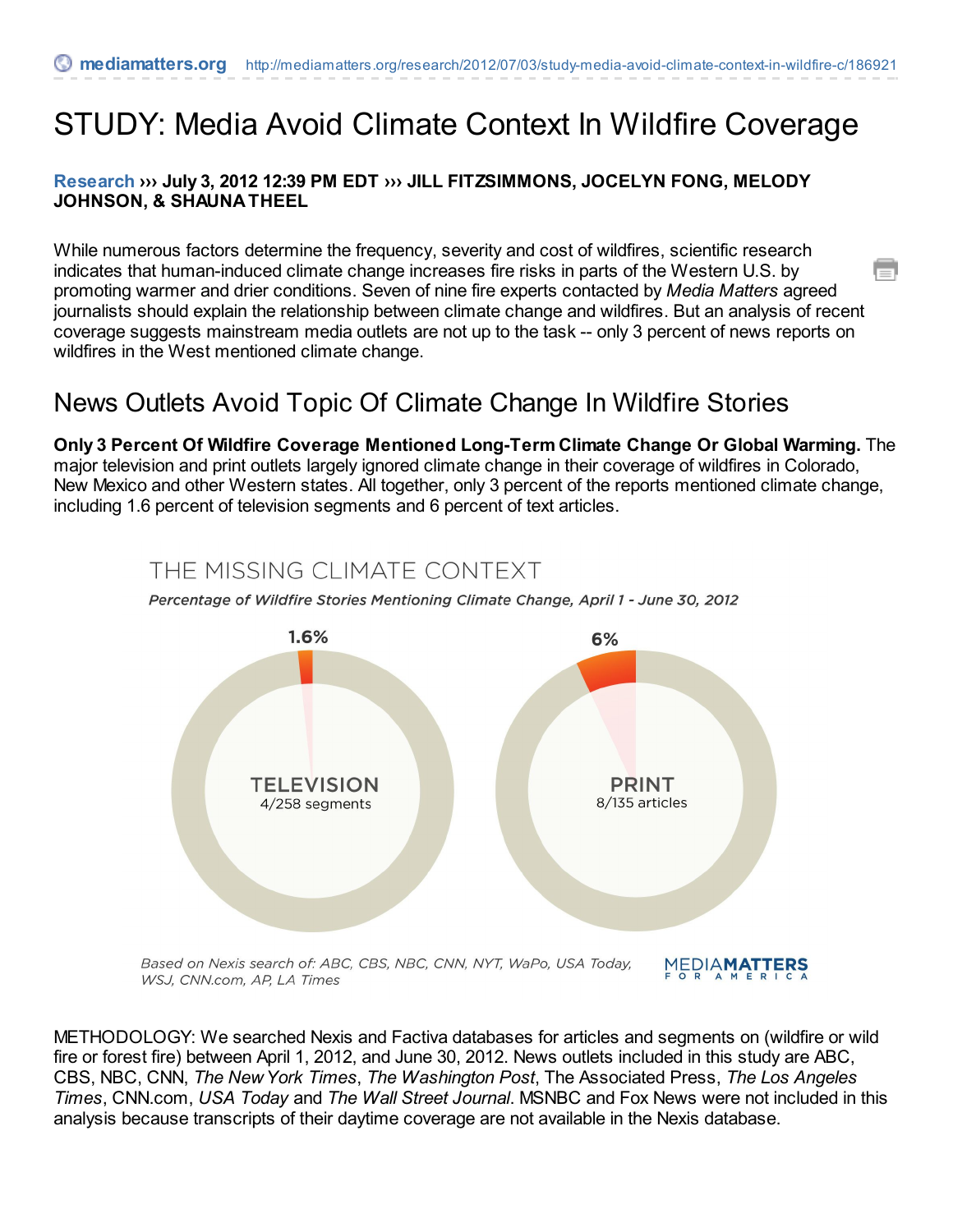mediamatters.org http://mediamatters.org/research/2012/07/03/study-media-avoid-climate-context-in-wildfire-c/186921

# STUDY: Media Avoid Climate Context In Wildfire Coverage

**Research ››› July 3, 2012 12:39 PM EDT ››› JILL FITZSIMMONS, JOCELYN FONG, MELODY JOHNSON, & SHAUNA THEEL**

While numerous factors determine the frequency, severity and cost of wildfires, scientific research indicates that human-induced climate change increases fire risks in parts of the Western U.S. by promoting warmer and drier conditions. Seven of nine fire experts contacted by *Media Matters* agreed journalists should explain the relationship between climate change and wildfires. But an analysis of recent coverage suggests mainstream media outlets are not up to the task -- only 3 percent of news reports on wildfires in the West mentioned climate change.

## News Outlets Avoid Topic Of Climate Change In Wildfire Stories

**Only 3 Percent Of Wildfire Coverage Mentioned Long-Term Climate Change Or Global Warming.** The major television and print outlets largely ignored climate change in their coverage of wildfires in Colorado, New Mexico and other Western states. All together, only 3 percent of the reports mentioned climate change, including 1.6 percent of television segments and 6 percent of text articles.

THE MISSING CLIMATE CONTEXT

*Percentage of Wildfire Stories Mentioning Climate Change, April 1 - June 30, 2012*

| | Television | Print |
|---|---|---|
| Percentage | 1.6% | 6% |
| Count | 4/258 segments | 8/135 articles |

*Based on Nexis search of: ABC, CBS, NBC, CNN, NYT, WaPo, USA Today, WSJ, CNN.com, AP, LA Times*

MEDIAMATTERS FOR AMERICA

METHODOLOGY: We searched Nexis and Factiva databases for articles and segments on (wildfire or wild fire or forest fire) between April 1, 2012, and June 30, 2012. News outlets included in this study are ABC, CBS, NBC, CNN, *The New York Times*, *The Washington Post*, The Associated Press, *The Los Angeles Times*, CNN.com, *USA Today* and *The Wall Street Journal*. MSNBC and Fox News were not included in this analysis because transcripts of their daytime coverage are not available in the Nexis database.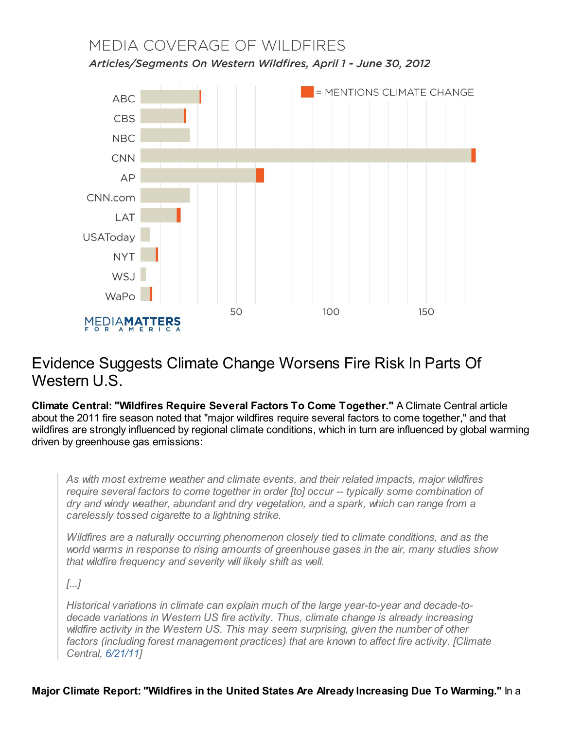MEDIA COVERAGE OF WILDFIRES

*Articles/Segments On Western Wildfires, April 1 - June 30, 2012*

= MENTIONS CLIMATE CHANGE

ABC, CBS, NBC, CNN, AP, CNN.com, LAT, USAToday, NYT, WSJ, WaPo

50 100 150

MEDIAMATTERS FOR AMERICA

## Evidence Suggests Climate Change Worsens Fire Risk In Parts Of Western U.S.

**Climate Central: "Wildfires Require Several Factors To Come Together."** A Climate Central article about the 2011 fire season noted that "major wildfires require several factors to come together," and that wildfires are strongly influenced by regional climate conditions, which in turn are influenced by global warming driven by greenhouse gas emissions:

> *As with most extreme weather and climate events, and their related impacts, major wildfires require several factors to come together in order [to] occur -- typically some combination of dry and windy weather, abundant and dry vegetation, and a spark, which can range from a carelessly tossed cigarette to a lightning strike.*
>
> *Wildfires are a naturally occurring phenomenon closely tied to climate conditions, and as the world warms in response to rising amounts of greenhouse gases in the air, many studies show that wildfire frequency and severity will likely shift as well.*
>
> *[...]*
>
> *Historical variations in climate can explain much of the large year-to-year and decade-to-decade variations in Western US fire activity. Thus, climate change is already increasing wildfire activity in the Western US. This may seem surprising, given the number of other factors (including forest management practices) that are known to affect fire activity. [Climate Central, 6/21/11]*

**Major Climate Report: "Wildfires in the United States Are Already Increasing Due To Warming."** In a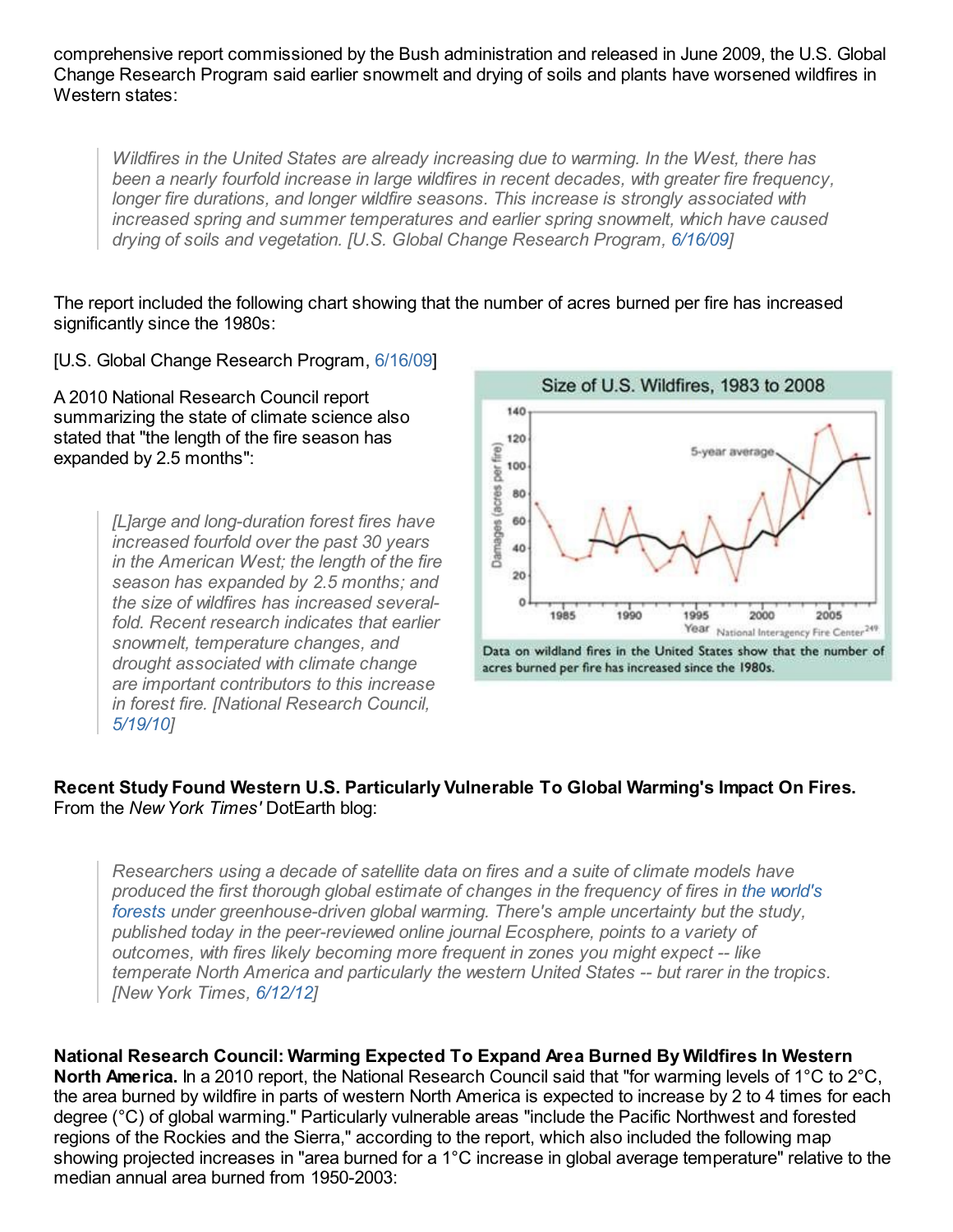comprehensive report commissioned by the Bush administration and released in June 2009, the U.S. Global Change Research Program said earlier snowmelt and drying of soils and plants have worsened wildfires in Western states:

> *Wildfires in the United States are already increasing due to warming. In the West, there has been a nearly fourfold increase in large wildfires in recent decades, with greater fire frequency, longer fire durations, and longer wildfire seasons. This increase is strongly associated with increased spring and summer temperatures and earlier spring snowmelt, which have caused drying of soils and vegetation. [U.S. Global Change Research Program, 6/16/09]*

The report included the following chart showing that the number of acres burned per fire has increased significantly since the 1980s:

[U.S. Global Change Research Program, 6/16/09]

Size of U.S. Wildfires, 1983 to 2008

Data on wildland fires in the United States show that the number of acres burned per fire has increased since the 1980s.

A 2010 National Research Council report summarizing the state of climate science also stated that "the length of the fire season has expanded by 2.5 months":

> *[L]arge and long-duration forest fires have increased fourfold over the past 30 years in the American West; the length of the fire season has expanded by 2.5 months; and the size of wildfires has increased several-fold. Recent research indicates that earlier snowmelt, temperature changes, and drought associated with climate change are important contributors to this increase in forest fire. [National Research Council, 5/19/10]*

**Recent Study Found Western U.S. Particularly Vulnerable To Global Warming's Impact On Fires.** From the *New York Times'* DotEarth blog:

> *Researchers using a decade of satellite data on fires and a suite of climate models have produced the first thorough global estimate of changes in the frequency of fires in the world's forests under greenhouse-driven global warming. There's ample uncertainty but the study, published today in the peer-reviewed online journal Ecosphere, points to a variety of outcomes, with fires likely becoming more frequent in zones you might expect -- like temperate North America and particularly the western United States -- but rarer in the tropics. [New York Times, 6/12/12]*

**National Research Council: Warming Expected To Expand Area Burned By Wildfires In Western North America.** In a 2010 report, the National Research Council said that "for warming levels of 1°C to 2°C, the area burned by wildfire in parts of western North America is expected to increase by 2 to 4 times for each degree (°C) of global warming." Particularly vulnerable areas "include the Pacific Northwest and forested regions of the Rockies and the Sierra," according to the report, which also included the following map showing projected increases in "area burned for a 1°C increase in global average temperature" relative to the median annual area burned from 1950-2003: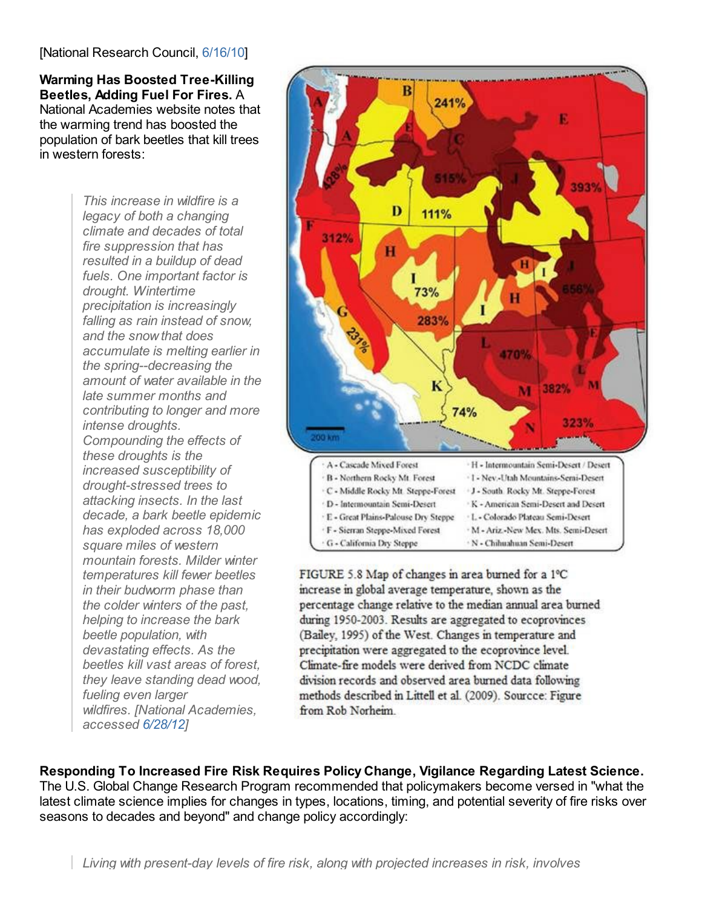[National Research Council, 6/16/10]

**Warming Has Boosted Tree-Killing Beetles, Adding Fuel For Fires.** A National Academies website notes that the warming trend has boosted the population of bark beetles that kill trees in western forests:

> *This increase in wildfire is a legacy of both a changing climate and decades of total fire suppression that has resulted in a buildup of dead fuels. One important factor is drought. Wintertime precipitation is increasingly falling as rain instead of snow, and the snow that does accumulate is melting earlier in the spring--decreasing the amount of water available in the late summer months and contributing to longer and more intense droughts. Compounding the effects of these droughts is the increased susceptibility of drought-stressed trees to attacking insects. In the last decade, a bark beetle epidemic has exploded across 18,000 square miles of western mountain forests. Milder winter temperatures kill fewer beetles in their budworm phase than the colder winters of the past, helping to increase the bark beetle population, with devastating effects. As the beetles kill vast areas of forest, they leave standing dead wood, fueling even larger wildfires. [National Academies, accessed 6/28/12]*

| | |
|---|---|
| A - Cascade Mixed Forest | H - Intermountain Semi-Desert / Desert |
| B - Northern Rocky Mt. Forest | I - Nev.-Utah Mountains-Semi-Desert |
| C - Middle Rocky Mt. Steppe-Forest | J - South. Rocky Mt. Steppe-Forest |
| D - Intermountain Semi-Desert | K - American Semi-Desert and Desert |
| E - Great Plains-Palouse Dry Steppe | L - Colorado Plateau Semi-Desert |
| F - Sierran Steppe-Mixed Forest | M - Ariz.-New Mex. Mts. Semi-Desert |
| G - California Dry Steppe | N - Chihuahuan Semi-Desert |

FIGURE 5.8 Map of changes in area burned for a 1°C increase in global average temperature, shown as the percentage change relative to the median annual area burned during 1950-2003. Results are aggregated to ecoprovinces (Bailey, 1995) of the West. Changes in temperature and precipitation were aggregated to the ecoprovince level. Climate-fire models were derived from NCDC climate division records and observed area burned data following methods described in Littell et al. (2009). Sourcce: Figure from Rob Norheim.

**Responding To Increased Fire Risk Requires Policy Change, Vigilance Regarding Latest Science.** The U.S. Global Change Research Program recommended that policymakers become versed in "what the latest climate science implies for changes in types, locations, timing, and potential severity of fire risks over seasons to decades and beyond" and change policy accordingly:

> *Living with present-day levels of fire risk, along with projected increases in risk, involves*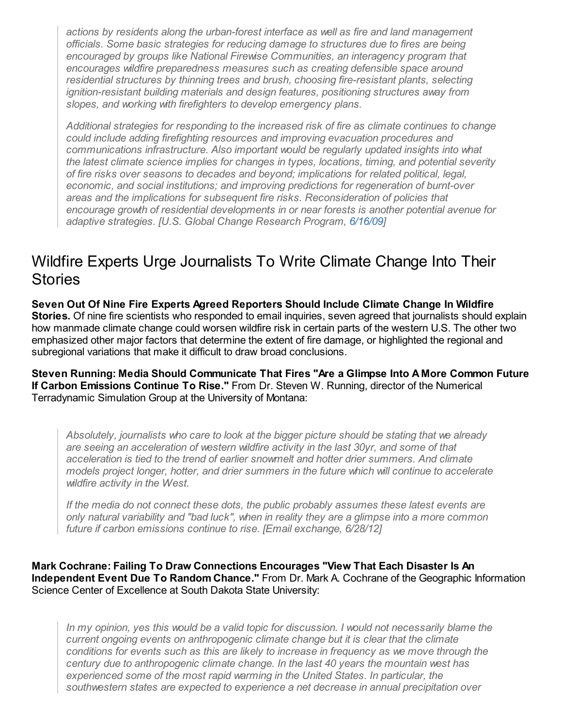> *actions by residents along the urban-forest interface as well as fire and land management officials. Some basic strategies for reducing damage to structures due to fires are being encouraged by groups like National Firewise Communities, an interagency program that encourages wildfire preparedness measures such as creating defensible space around residential structures by thinning trees and brush, choosing fire-resistant plants, selecting ignition-resistant building materials and design features, positioning structures away from slopes, and working with firefighters to develop emergency plans.*
>
> *Additional strategies for responding to the increased risk of fire as climate continues to change could include adding firefighting resources and improving evacuation procedures and communications infrastructure. Also important would be regularly updated insights into what the latest climate science implies for changes in types, locations, timing, and potential severity of fire risks over seasons to decades and beyond; implications for related political, legal, economic, and social institutions; and improving predictions for regeneration of burnt-over areas and the implications for subsequent fire risks. Reconsideration of policies that encourage growth of residential developments in or near forests is another potential avenue for adaptive strategies. [U.S. Global Change Research Program, 6/16/09]*

## Wildfire Experts Urge Journalists To Write Climate Change Into Their Stories

**Seven Out Of Nine Fire Experts Agreed Reporters Should Include Climate Change In Wildfire Stories.** Of nine fire scientists who responded to email inquiries, seven agreed that journalists should explain how manmade climate change could worsen wildfire risk in certain parts of the western U.S. The other two emphasized other major factors that determine the extent of fire damage, or highlighted the regional and subregional variations that make it difficult to draw broad conclusions.

**Steven Running: Media Should Communicate That Fires "Are a Glimpse Into A More Common Future If Carbon Emissions Continue To Rise."** From Dr. Steven W. Running, director of the Numerical Terradynamic Simulation Group at the University of Montana:

> *Absolutely, journalists who care to look at the bigger picture should be stating that we already are seeing an acceleration of western wildfire activity in the last 30yr, and some of that acceleration is tied to the trend of earlier snowmelt and hotter drier summers. And climate models project longer, hotter, and drier summers in the future which will continue to accelerate wildfire activity in the West.*
>
> *If the media do not connect these dots, the public probably assumes these latest events are only natural variability and "bad luck", when in reality they are a glimpse into a more common future if carbon emissions continue to rise. [Email exchange, 6/28/12]*

**Mark Cochrane: Failing To Draw Connections Encourages "View That Each Disaster Is An Independent Event Due To Random Chance."** From Dr. Mark A. Cochrane of the Geographic Information Science Center of Excellence at South Dakota State University:

> *In my opinion, yes this would be a valid topic for discussion. I would not necessarily blame the current ongoing events on anthropogenic climate change but it is clear that the climate conditions for events such as this are likely to increase in frequency as we move through the century due to anthropogenic climate change. In the last 40 years the mountain west has experienced some of the most rapid warming in the United States. In particular, the southwestern states are expected to experience a net decrease in annual precipitation over*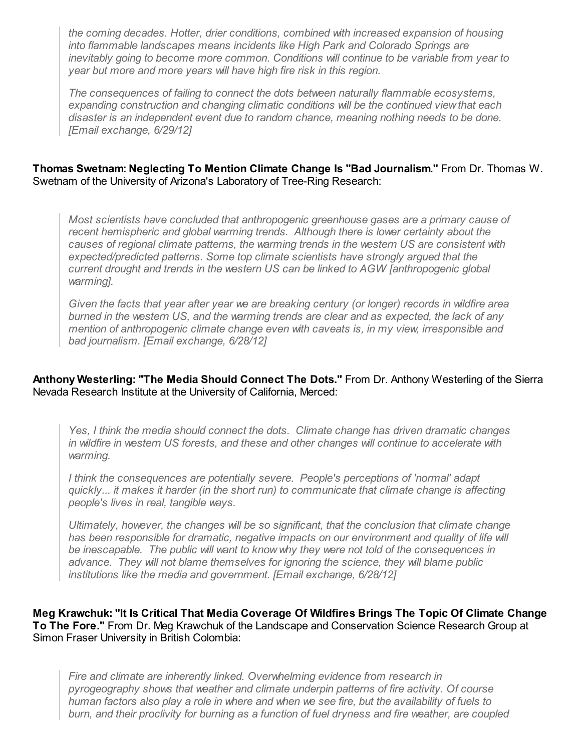> *the coming decades. Hotter, drier conditions, combined with increased expansion of housing into flammable landscapes means incidents like High Park and Colorado Springs are inevitably going to become more common. Conditions will continue to be variable from year to year but more and more years will have high fire risk in this region.*
>
> *The consequences of failing to connect the dots between naturally flammable ecosystems, expanding construction and changing climatic conditions will be the continued view that each disaster is an independent event due to random chance, meaning nothing needs to be done. [Email exchange, 6/29/12]*

**Thomas Swetnam: Neglecting To Mention Climate Change Is "Bad Journalism."** From Dr. Thomas W. Swetnam of the University of Arizona's Laboratory of Tree-Ring Research:

> *Most scientists have concluded that anthropogenic greenhouse gases are a primary cause of recent hemispheric and global warming trends. Although there is lower certainty about the causes of regional climate patterns, the warming trends in the western US are consistent with expected/predicted patterns. Some top climate scientists have strongly argued that the current drought and trends in the western US can be linked to AGW [anthropogenic global warming].*
>
> *Given the facts that year after year we are breaking century (or longer) records in wildfire area burned in the western US, and the warming trends are clear and as expected, the lack of any mention of anthropogenic climate change even with caveats is, in my view, irresponsible and bad journalism. [Email exchange, 6/28/12]*

**Anthony Westerling: "The Media Should Connect The Dots."** From Dr. Anthony Westerling of the Sierra Nevada Research Institute at the University of California, Merced:

> *Yes, I think the media should connect the dots. Climate change has driven dramatic changes in wildfire in western US forests, and these and other changes will continue to accelerate with warming.*
>
> *I think the consequences are potentially severe. People's perceptions of 'normal' adapt quickly... it makes it harder (in the short run) to communicate that climate change is affecting people's lives in real, tangible ways.*
>
> *Ultimately, however, the changes will be so significant, that the conclusion that climate change has been responsible for dramatic, negative impacts on our environment and quality of life will be inescapable. The public will want to know why they were not told of the consequences in advance. They will not blame themselves for ignoring the science, they will blame public institutions like the media and government. [Email exchange, 6/28/12]*

**Meg Krawchuk: "It Is Critical That Media Coverage Of Wildfires Brings The Topic Of Climate Change To The Fore."** From Dr. Meg Krawchuk of the Landscape and Conservation Science Research Group at Simon Fraser University in British Colombia:

> *Fire and climate are inherently linked. Overwhelming evidence from research in pyrogeography shows that weather and climate underpin patterns of fire activity. Of course human factors also play a role in where and when we see fire, but the availability of fuels to burn, and their proclivity for burning as a function of fuel dryness and fire weather, are coupled*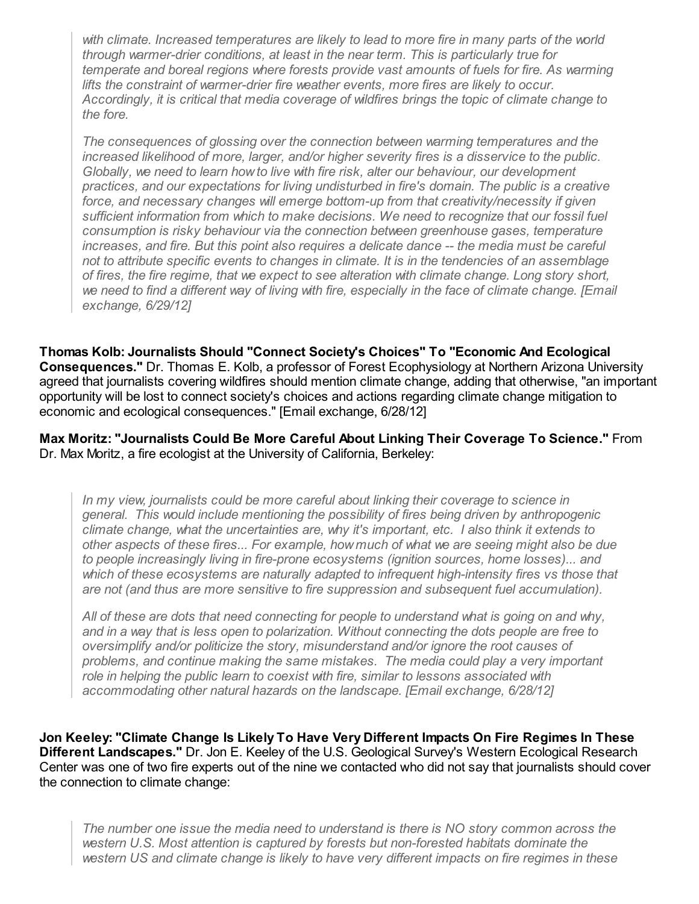> *with climate. Increased temperatures are likely to lead to more fire in many parts of the world through warmer-drier conditions, at least in the near term. This is particularly true for temperate and boreal regions where forests provide vast amounts of fuels for fire. As warming lifts the constraint of warmer-drier fire weather events, more fires are likely to occur. Accordingly, it is critical that media coverage of wildfires brings the topic of climate change to the fore.*
>
> *The consequences of glossing over the connection between warming temperatures and the increased likelihood of more, larger, and/or higher severity fires is a disservice to the public. Globally, we need to learn how to live with fire risk, alter our behaviour, our development practices, and our expectations for living undisturbed in fire's domain. The public is a creative force, and necessary changes will emerge bottom-up from that creativity/necessity if given sufficient information from which to make decisions. We need to recognize that our fossil fuel consumption is risky behaviour via the connection between greenhouse gases, temperature increases, and fire. But this point also requires a delicate dance -- the media must be careful not to attribute specific events to changes in climate. It is in the tendencies of an assemblage of fires, the fire regime, that we expect to see alteration with climate change. Long story short, we need to find a different way of living with fire, especially in the face of climate change. [Email exchange, 6/29/12]*

**Thomas Kolb: Journalists Should "Connect Society's Choices" To "Economic And Ecological Consequences."** Dr. Thomas E. Kolb, a professor of Forest Ecophysiology at Northern Arizona University agreed that journalists covering wildfires should mention climate change, adding that otherwise, "an important opportunity will be lost to connect society's choices and actions regarding climate change mitigation to economic and ecological consequences." [Email exchange, 6/28/12]

**Max Moritz: "Journalists Could Be More Careful About Linking Their Coverage To Science."** From Dr. Max Moritz, a fire ecologist at the University of California, Berkeley:

> *In my view, journalists could be more careful about linking their coverage to science in general. This would include mentioning the possibility of fires being driven by anthropogenic climate change, what the uncertainties are, why it's important, etc. I also think it extends to other aspects of these fires... For example, how much of what we are seeing might also be due to people increasingly living in fire-prone ecosystems (ignition sources, home losses)... and which of these ecosystems are naturally adapted to infrequent high-intensity fires vs those that are not (and thus are more sensitive to fire suppression and subsequent fuel accumulation).*
>
> *All of these are dots that need connecting for people to understand what is going on and why, and in a way that is less open to polarization. Without connecting the dots people are free to oversimplify and/or politicize the story, misunderstand and/or ignore the root causes of problems, and continue making the same mistakes. The media could play a very important role in helping the public learn to coexist with fire, similar to lessons associated with accommodating other natural hazards on the landscape. [Email exchange, 6/28/12]*

**Jon Keeley: "Climate Change Is Likely To Have Very Different Impacts On Fire Regimes In These Different Landscapes."** Dr. Jon E. Keeley of the U.S. Geological Survey's Western Ecological Research Center was one of two fire experts out of the nine we contacted who did not say that journalists should cover the connection to climate change:

> *The number one issue the media need to understand is there is NO story common across the western U.S. Most attention is captured by forests but non-forested habitats dominate the western US and climate change is likely to have very different impacts on fire regimes in these*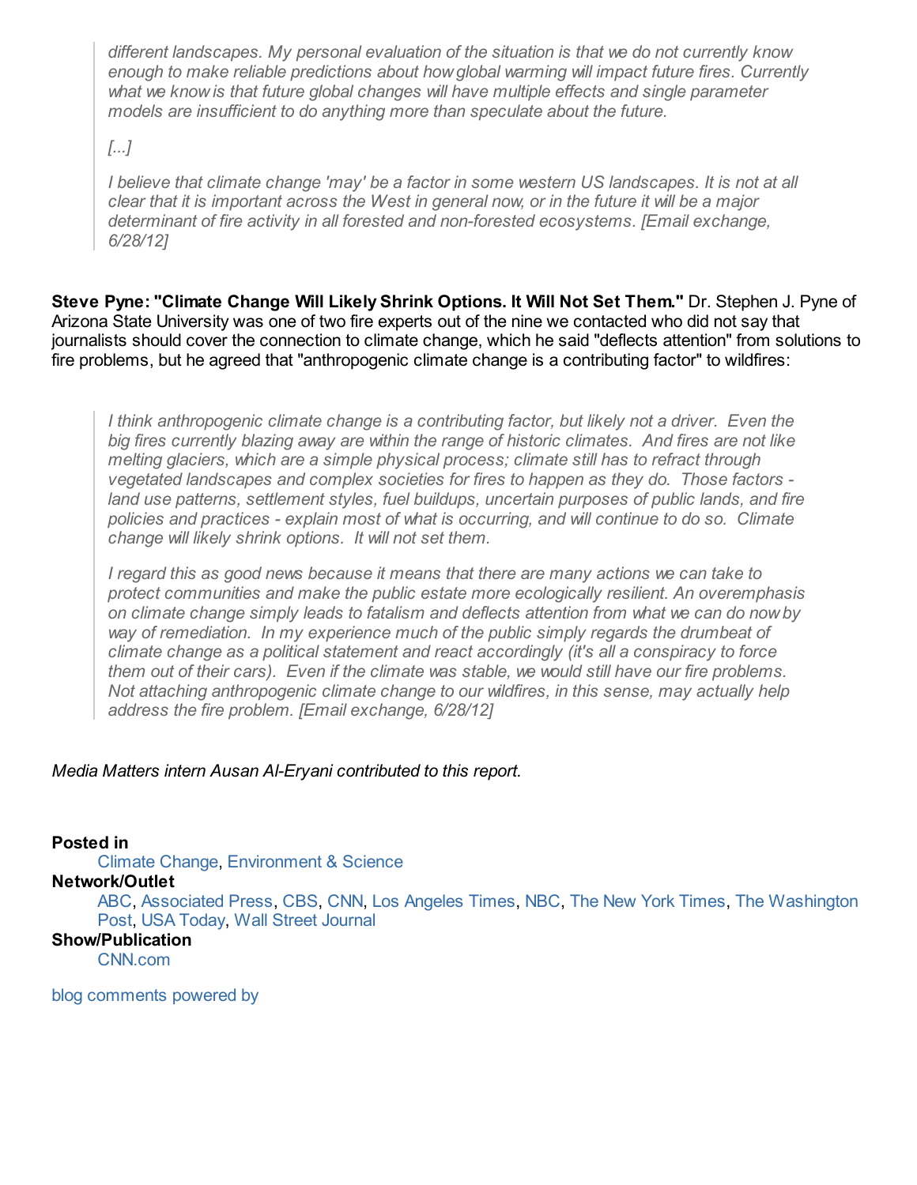> *different landscapes. My personal evaluation of the situation is that we do not currently know enough to make reliable predictions about how global warming will impact future fires. Currently what we know is that future global changes will have multiple effects and single parameter models are insufficient to do anything more than speculate about the future.*
>
> *[...]*
>
> *I believe that climate change 'may' be a factor in some western US landscapes. It is not at all clear that it is important across the West in general now, or in the future it will be a major determinant of fire activity in all forested and non-forested ecosystems. [Email exchange, 6/28/12]*

**Steve Pyne: "Climate Change Will Likely Shrink Options. It Will Not Set Them."** Dr. Stephen J. Pyne of Arizona State University was one of two fire experts out of the nine we contacted who did not say that journalists should cover the connection to climate change, which he said "deflects attention" from solutions to fire problems, but he agreed that "anthropogenic climate change is a contributing factor" to wildfires:

> *I think anthropogenic climate change is a contributing factor, but likely not a driver. Even the big fires currently blazing away are within the range of historic climates. And fires are not like melting glaciers, which are a simple physical process; climate still has to refract through vegetated landscapes and complex societies for fires to happen as they do. Those factors - land use patterns, settlement styles, fuel buildups, uncertain purposes of public lands, and fire policies and practices - explain most of what is occurring, and will continue to do so. Climate change will likely shrink options. It will not set them.*
>
> *I regard this as good news because it means that there are many actions we can take to protect communities and make the public estate more ecologically resilient. An overemphasis on climate change simply leads to fatalism and deflects attention from what we can do now by way of remediation. In my experience much of the public simply regards the drumbeat of climate change as a political statement and react accordingly (it's all a conspiracy to force them out of their cars). Even if the climate was stable, we would still have our fire problems. Not attaching anthropogenic climate change to our wildfires, in this sense, may actually help address the fire problem. [Email exchange, 6/28/12]*

*Media Matters intern Ausan Al-Eryani contributed to this report.*

**Posted in**
Climate Change, Environment & Science

**Network/Outlet**
ABC, Associated Press, CBS, CNN, Los Angeles Times, NBC, The New York Times, The Washington Post, USA Today, Wall Street Journal

**Show/Publication**
CNN.com

blog comments powered by